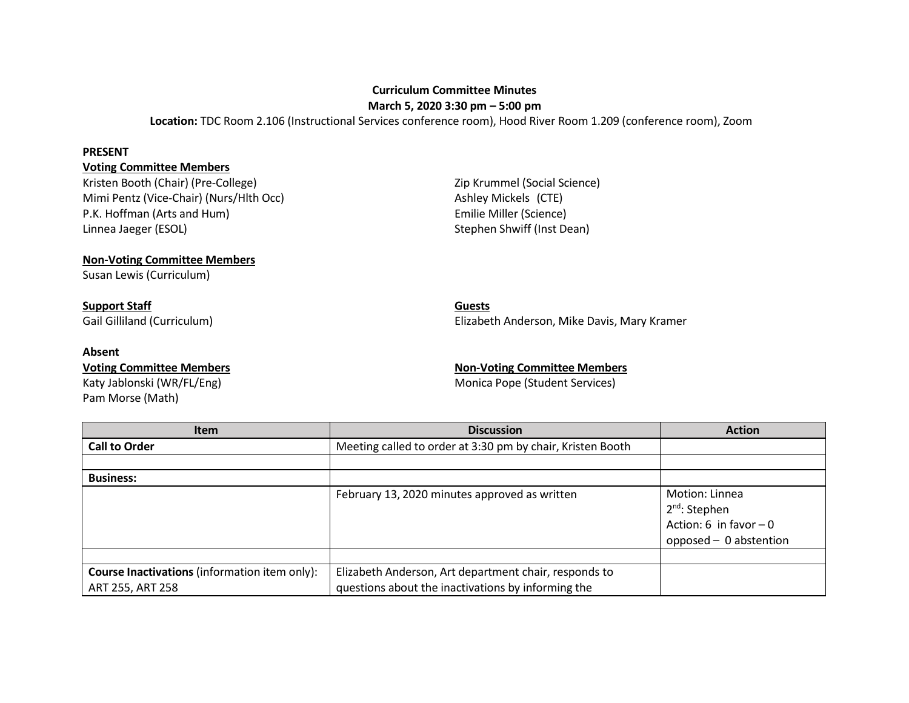**Curriculum Committee Minutes**
**March 5, 2020 3:30 pm – 5:00 pm**
**Location:** TDC Room 2.106 (Instructional Services conference room), Hood River Room 1.209 (conference room), Zoom

**PRESENT**

**Voting Committee Members**

Kristen Booth (Chair) (Pre-College)
Mimi Pentz (Vice-Chair) (Nurs/Hlth Occ)
P.K. Hoffman (Arts and Hum)
Linnea Jaeger (ESOL)
Zip Krummel (Social Science)
Ashley Mickels (CTE)
Emilie Miller (Science)
Stephen Shwiff (Inst Dean)

**Non-Voting Committee Members**

Susan Lewis (Curriculum)

**Support Staff**

Gail Gilliland (Curriculum)

**Guests**

Elizabeth Anderson, Mike Davis, Mary Kramer

**Absent**

**Voting Committee Members**

Katy Jablonski (WR/FL/Eng)
Pam Morse (Math)

**Non-Voting Committee Members**

Monica Pope (Student Services)

| Item | Discussion | Action |
|---|---|---|
| **Call to Order** | Meeting called to order at 3:30 pm by chair, Kristen Booth | |
| | | |
| **Business:** | | |
| | February 13, 2020 minutes approved as written | Motion: Linnea<br>2nd: Stephen<br>Action: 6 in favor – 0 opposed – 0 abstention |
| | | |
| **Course Inactivations** (information item only): ART 255, ART 258 | Elizabeth Anderson, Art department chair, responds to questions about the inactivations by informing the | |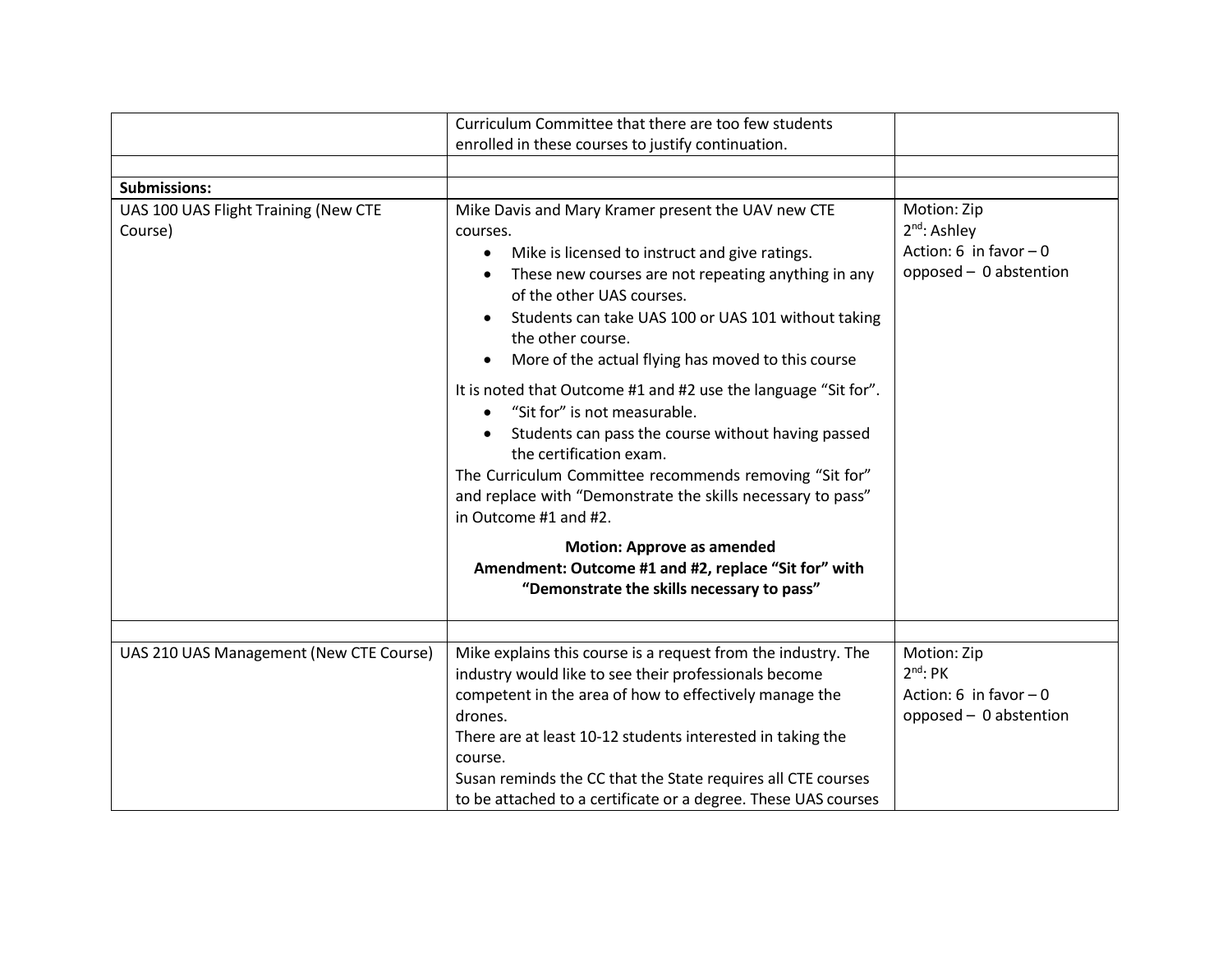| | | |
|---|---|---|
| | Curriculum Committee that there are too few students enrolled in these courses to justify continuation. | |
| | | |
| **Submissions:** | | |
| UAS 100 UAS Flight Training (New CTE Course) | Mike Davis and Mary Kramer present the UAV new CTE courses.<br>• Mike is licensed to instruct and give ratings.<br>• These new courses are not repeating anything in any of the other UAS courses.<br>• Students can take UAS 100 or UAS 101 without taking the other course.<br>• More of the actual flying has moved to this course<br><br>It is noted that Outcome #1 and #2 use the language "Sit for".<br>• "Sit for" is not measurable.<br>• Students can pass the course without having passed the certification exam.<br>The Curriculum Committee recommends removing "Sit for" and replace with "Demonstrate the skills necessary to pass" in Outcome #1 and #2.<br><br>**Motion: Approve as amended**<br>**Amendment: Outcome #1 and #2, replace "Sit for" with "Demonstrate the skills necessary to pass"** | Motion: Zip<br>2nd: Ashley<br>Action: 6 in favor – 0 opposed – 0 abstention |
| | | |
| UAS 210 UAS Management (New CTE Course) | Mike explains this course is a request from the industry. The industry would like to see their professionals become competent in the area of how to effectively manage the drones.<br>There are at least 10-12 students interested in taking the course.<br>Susan reminds the CC that the State requires all CTE courses to be attached to a certificate or a degree. These UAS courses | Motion: Zip<br>2nd: PK<br>Action: 6 in favor – 0 opposed – 0 abstention |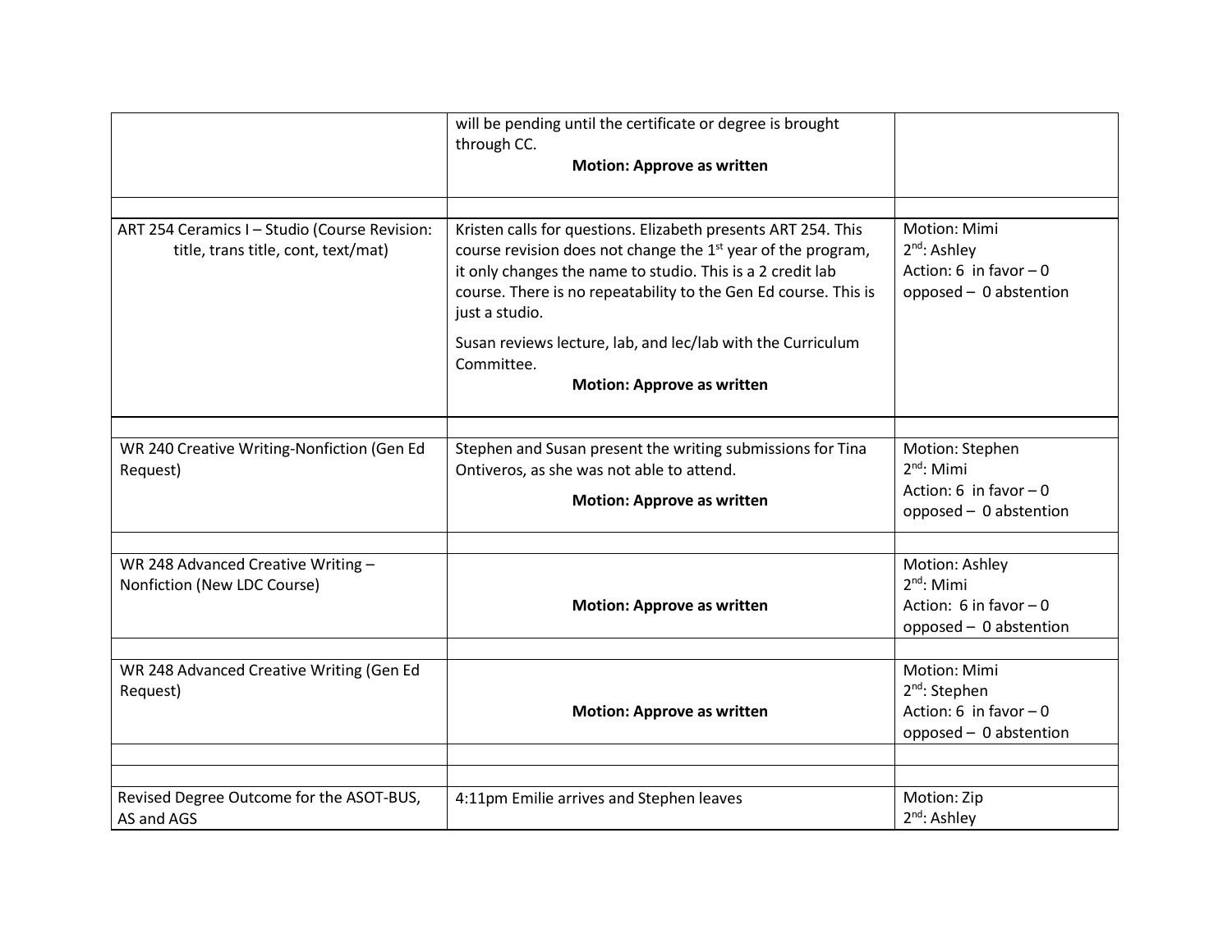| | | |
|---|---|---|
| | will be pending until the certificate or degree is brought through CC. **Motion: Approve as written** | |
| | | |
| ART 254 Ceramics I – Studio (Course Revision: title, trans title, cont, text/mat) | Kristen calls for questions. Elizabeth presents ART 254. This course revision does not change the 1st year of the program, it only changes the name to studio. This is a 2 credit lab course. There is no repeatability to the Gen Ed course. This is just a studio.<br><br>Susan reviews lecture, lab, and lec/lab with the Curriculum Committee. **Motion: Approve as written** | Motion: Mimi<br>2nd: Ashley<br>Action: 6 in favor – 0 opposed – 0 abstention |
| | | |
| WR 240 Creative Writing-Nonfiction (Gen Ed Request) | Stephen and Susan present the writing submissions for Tina Ontiveros, as she was not able to attend. **Motion: Approve as written** | Motion: Stephen<br>2nd: Mimi<br>Action: 6 in favor – 0 opposed – 0 abstention |
| | | |
| WR 248 Advanced Creative Writing – Nonfiction (New LDC Course) | **Motion: Approve as written** | Motion: Ashley<br>2nd: Mimi<br>Action: 6 in favor – 0 opposed – 0 abstention |
| | | |
| WR 248 Advanced Creative Writing (Gen Ed Request) | **Motion: Approve as written** | Motion: Mimi<br>2nd: Stephen<br>Action: 6 in favor – 0 opposed – 0 abstention |
| | | |
| | | |
| Revised Degree Outcome for the ASOT-BUS, AS and AGS | 4:11pm Emilie arrives and Stephen leaves | Motion: Zip<br>2nd: Ashley |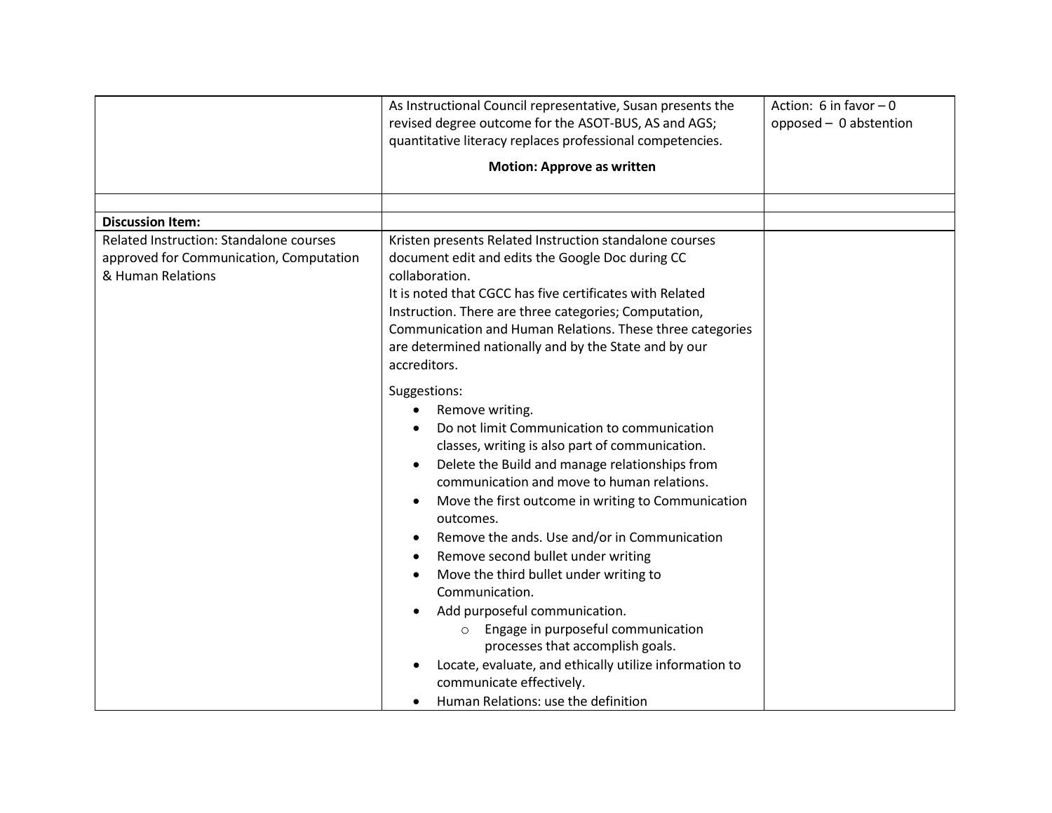| | | |
|---|---|---|
| | As Instructional Council representative, Susan presents the revised degree outcome for the ASOT-BUS, AS and AGS; quantitative literacy replaces professional competencies.<br><br>**Motion: Approve as written** | Action: 6 in favor – 0 opposed – 0 abstention |
| | | |
| **Discussion Item:** | | |
| Related Instruction: Standalone courses approved for Communication, Computation & Human Relations | Kristen presents Related Instruction standalone courses document edit and edits the Google Doc during CC collaboration.<br>It is noted that CGCC has five certificates with Related Instruction. There are three categories; Computation, Communication and Human Relations. These three categories are determined nationally and by the State and by our accreditors.<br><br>Suggestions:<br>• Remove writing.<br>• Do not limit Communication to communication classes, writing is also part of communication.<br>• Delete the Build and manage relationships from communication and move to human relations.<br>• Move the first outcome in writing to Communication outcomes.<br>• Remove the ands. Use and/or in Communication<br>• Remove second bullet under writing<br>• Move the third bullet under writing to Communication.<br>• Add purposeful communication.<br>&nbsp;&nbsp;&nbsp;&nbsp;o Engage in purposeful communication processes that accomplish goals.<br>• Locate, evaluate, and ethically utilize information to communicate effectively.<br>• Human Relations: use the definition | |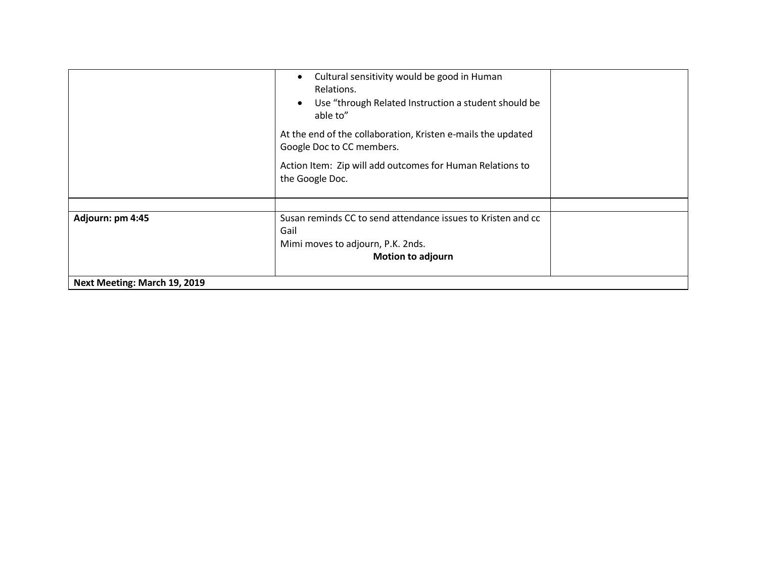| | | |
|---|---|---|
| | • Cultural sensitivity would be good in Human Relations.<br>• Use “through Related Instruction a student should be able to”<br><br>At the end of the collaboration, Kristen e-mails the updated Google Doc to CC members.<br><br>Action Item: Zip will add outcomes for Human Relations to the Google Doc. | |
| | | |
| **Adjourn: pm 4:45** | Susan reminds CC to send attendance issues to Kristen and cc Gail<br>Mimi moves to adjourn, P.K. 2nds.<br>**Motion to adjourn** | |
| **Next Meeting: March 19, 2019** | | |